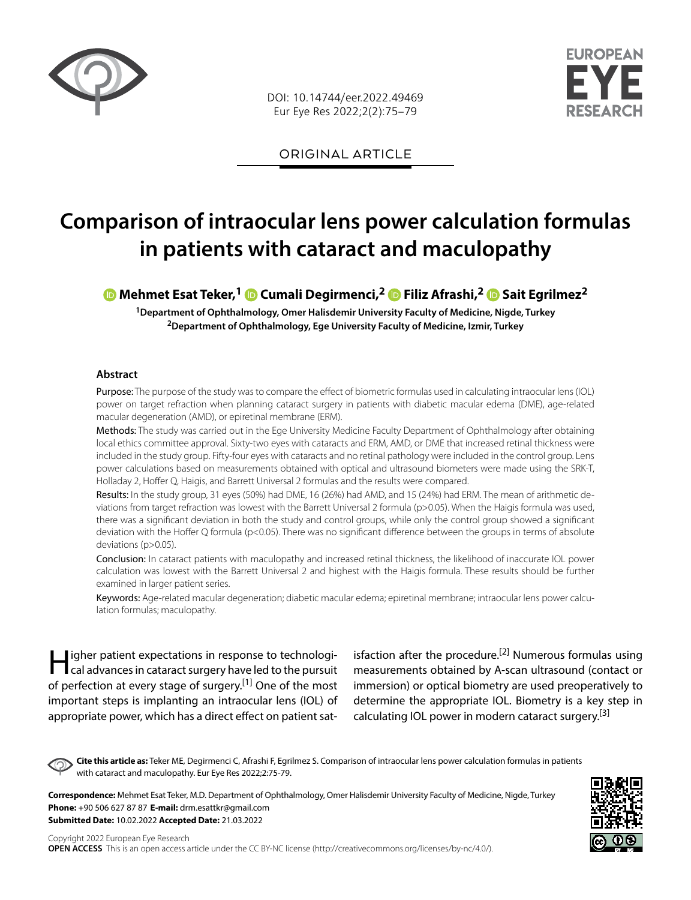ORIGINAL ARTICLE

# Comparison of intraocular lens power calculation formulas in patients with cataract and maculopathy

**Mehmet Esat Teker,[1] Cumali Degirmenci,[2] Filiz Afrashi,[2] Sait Egrilmez[2]**

[1]Department of Ophthalmology, Omer Halisdemir University Faculty of Medicine, Nigde, Turkey
[2]Department of Ophthalmology, Ege University Faculty of Medicine, Izmir, Turkey

## Abstract

Purpose: The purpose of the study was to compare the effect of biometric formulas used in calculating intraocular lens (IOL) power on target refraction when planning cataract surgery in patients with diabetic macular edema (DME), age-related macular degeneration (AMD), or epiretinal membrane (ERM).

Methods: The study was carried out in the Ege University Medicine Faculty Department of Ophthalmology after obtaining local ethics committee approval. Sixty-two eyes with cataracts and ERM, AMD, or DME that increased retinal thickness were included in the study group. Fifty-four eyes with cataracts and no retinal pathology were included in the control group. Lens power calculations based on measurements obtained with optical and ultrasound biometers were made using the SRK-T, Holladay 2, Hoffer Q, Haigis, and Barrett Universal 2 formulas and the results were compared.

Results: In the study group, 31 eyes (50%) had DME, 16 (26%) had AMD, and 15 (24%) had ERM. The mean of arithmetic deviations from target refraction was lowest with the Barrett Universal 2 formula ($p>0.05$). When the Haigis formula was used, there was a significant deviation in both the study and control groups, while only the control group showed a significant deviation with the Hoffer Q formula ($p<0.05$). There was no significant difference between the groups in terms of absolute deviations ($p>0.05$).

Conclusion: In cataract patients with maculopathy and increased retinal thickness, the likelihood of inaccurate IOL power calculation was lowest with the Barrett Universal 2 and highest with the Haigis formula. These results should be further examined in larger patient series.

Keywords: Age-related macular degeneration; diabetic macular edema; epiretinal membrane; intraocular lens power calculation formulas; maculopathy.

Higher patient expectations in response to technological advances in cataract surgery have led to the pursuit of perfection at every stage of surgery.[1] One of the most important steps is implanting an intraocular lens (IOL) of appropriate power, which has a direct effect on patient satisfaction after the procedure.[2] Numerous formulas using measurements obtained by A-scan ultrasound (contact or immersion) or optical biometry are used preoperatively to determine the appropriate IOL. Biometry is a key step in calculating IOL power in modern cataract surgery.[3]

**Cite this article as:** Teker ME, Degirmenci C, Afrashi F, Egrilmez S. Comparison of intraocular lens power calculation formulas in patients with cataract and maculopathy. Eur Eye Res 2022;2:75-79.

**Correspondence:** Mehmet Esat Teker, M.D. Department of Ophthalmology, Omer Halisdemir University Faculty of Medicine, Nigde, Turkey
**Phone:** +90 506 627 87 87 **E-mail:** drm.esattkr@gmail.com
**Submitted Date:** 10.02.2022 **Accepted Date:** 21.03.2022

Copyright 2022 European Eye Research
**OPEN ACCESS** This is an open access article under the CC BY-NC license (http://creativecommons.org/licenses/by-nc/4.0/).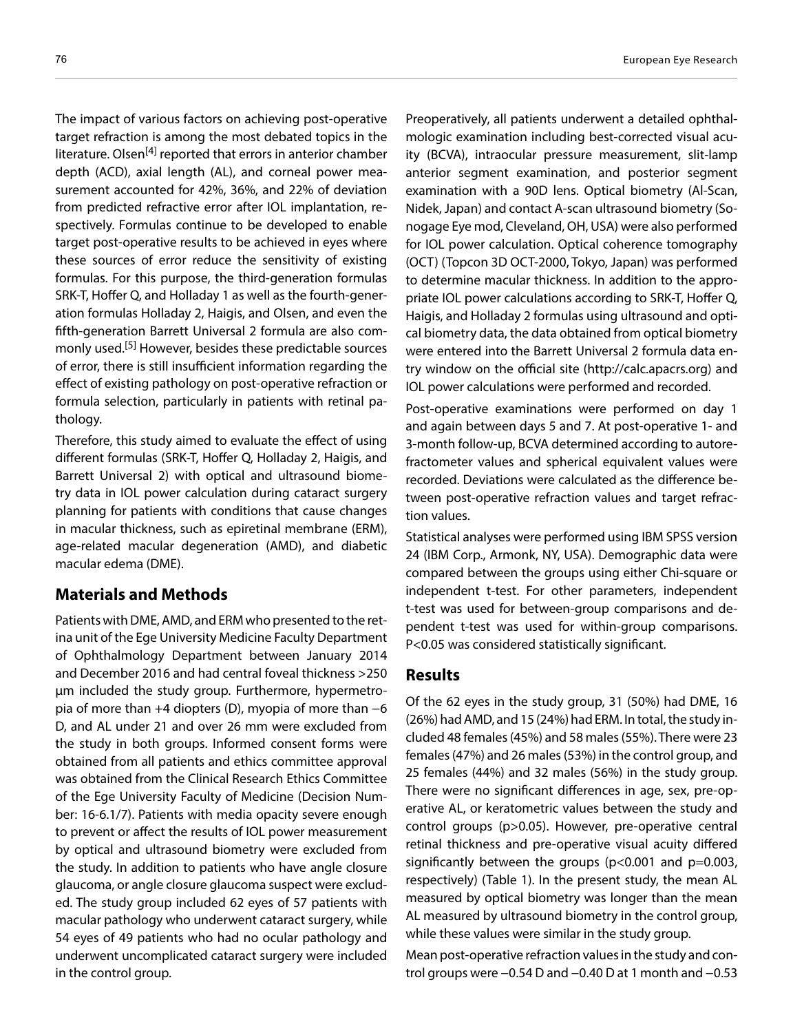The impact of various factors on achieving post-operative target refraction is among the most debated topics in the literature. Olsen[4] reported that errors in anterior chamber depth (ACD), axial length (AL), and corneal power measurement accounted for 42%, 36%, and 22% of deviation from predicted refractive error after IOL implantation, respectively. Formulas continue to be developed to enable target post-operative results to be achieved in eyes where these sources of error reduce the sensitivity of existing formulas. For this purpose, the third-generation formulas SRK-T, Hoffer Q, and Holladay 1 as well as the fourth-generation formulas Holladay 2, Haigis, and Olsen, and even the fifth-generation Barrett Universal 2 formula are also commonly used.[5] However, besides these predictable sources of error, there is still insufficient information regarding the effect of existing pathology on post-operative refraction or formula selection, particularly in patients with retinal pathology.

Therefore, this study aimed to evaluate the effect of using different formulas (SRK-T, Hoffer Q, Holladay 2, Haigis, and Barrett Universal 2) with optical and ultrasound biometry data in IOL power calculation during cataract surgery planning for patients with conditions that cause changes in macular thickness, such as epiretinal membrane (ERM), age-related macular degeneration (AMD), and diabetic macular edema (DME).

## Materials and Methods

Patients with DME, AMD, and ERM who presented to the retina unit of the Ege University Medicine Faculty Department of Ophthalmology Department between January 2014 and December 2016 and had central foveal thickness >250 µm included the study group. Furthermore, hypermetropia of more than +4 diopters (D), myopia of more than −6 D, and AL under 21 and over 26 mm were excluded from the study in both groups. Informed consent forms were obtained from all patients and ethics committee approval was obtained from the Clinical Research Ethics Committee of the Ege University Faculty of Medicine (Decision Number: 16-6.1/7). Patients with media opacity severe enough to prevent or affect the results of IOL power measurement by optical and ultrasound biometry were excluded from the study. In addition to patients who have angle closure glaucoma, or angle closure glaucoma suspect were excluded. The study group included 62 eyes of 57 patients with macular pathology who underwent cataract surgery, while 54 eyes of 49 patients who had no ocular pathology and underwent uncomplicated cataract surgery were included in the control group.

Preoperatively, all patients underwent a detailed ophthalmologic examination including best-corrected visual acuity (BCVA), intraocular pressure measurement, slit-lamp anterior segment examination, and posterior segment examination with a 90D lens. Optical biometry (Al-Scan, Nidek, Japan) and contact A-scan ultrasound biometry (Sonogage Eye mod, Cleveland, OH, USA) were also performed for IOL power calculation. Optical coherence tomography (OCT) (Topcon 3D OCT-2000, Tokyo, Japan) was performed to determine macular thickness. In addition to the appropriate IOL power calculations according to SRK-T, Hoffer Q, Haigis, and Holladay 2 formulas using ultrasound and optical biometry data, the data obtained from optical biometry were entered into the Barrett Universal 2 formula data entry window on the official site (http://calc.apacrs.org) and IOL power calculations were performed and recorded.

Post-operative examinations were performed on day 1 and again between days 5 and 7. At post-operative 1- and 3-month follow-up, BCVA determined according to autorefractometer values and spherical equivalent values were recorded. Deviations were calculated as the difference between post-operative refraction values and target refraction values.

Statistical analyses were performed using IBM SPSS version 24 (IBM Corp., Armonk, NY, USA). Demographic data were compared between the groups using either Chi-square or independent t-test. For other parameters, independent t-test was used for between-group comparisons and dependent t-test was used for within-group comparisons. $P<0.05$ was considered statistically significant.

## Results

Of the 62 eyes in the study group, 31 (50%) had DME, 16 (26%) had AMD, and 15 (24%) had ERM. In total, the study included 48 females (45%) and 58 males (55%). There were 23 females (47%) and 26 males (53%) in the control group, and 25 females (44%) and 32 males (56%) in the study group. There were no significant differences in age, sex, pre-operative AL, or keratometric values between the study and control groups ($p>0.05$). However, pre-operative central retinal thickness and pre-operative visual acuity differed significantly between the groups ($p<0.001$ and $p=0.003$, respectively) (Table 1). In the present study, the mean AL measured by optical biometry was longer than the mean AL measured by ultrasound biometry in the control group, while these values were similar in the study group.

Mean post-operative refraction values in the study and control groups were −0.54 D and −0.40 D at 1 month and −0.53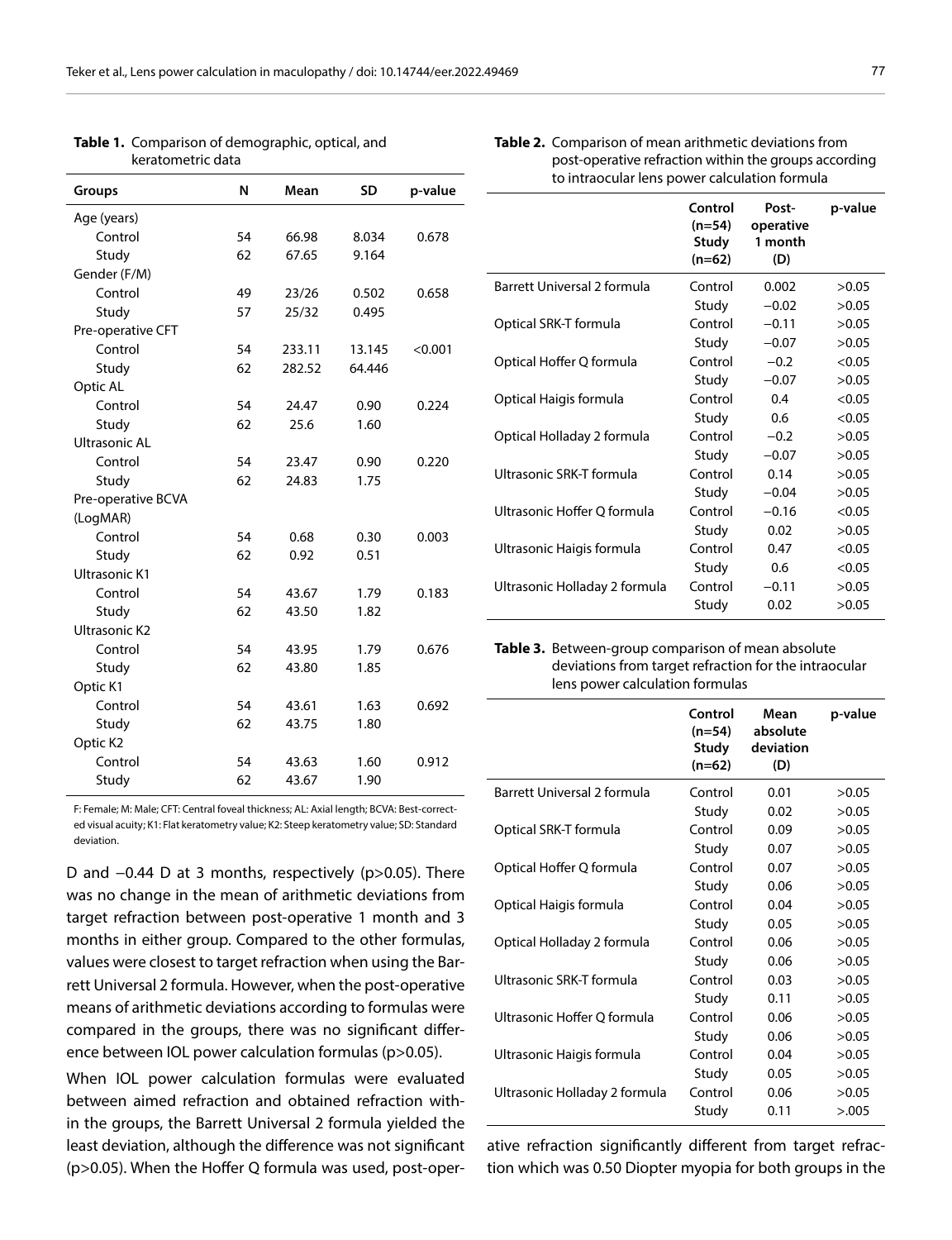**Table 1.** Comparison of demographic, optical, and keratometric data

| Groups | N | Mean | SD | p-value |
|---|---|---|---|---|
| Age (years) | | | | |
| Control | 54 | 66.98 | 8.034 | 0.678 |
| Study | 62 | 67.65 | 9.164 | |
| Gender (F/M) | | | | |
| Control | 49 | 23/26 | 0.502 | 0.658 |
| Study | 57 | 25/32 | 0.495 | |
| Pre-operative CFT | | | | |
| Control | 54 | 233.11 | 13.145 | <0.001 |
| Study | 62 | 282.52 | 64.446 | |
| Optic AL | | | | |
| Control | 54 | 24.47 | 0.90 | 0.224 |
| Study | 62 | 25.6 | 1.60 | |
| Ultrasonic AL | | | | |
| Control | 54 | 23.47 | 0.90 | 0.220 |
| Study | 62 | 24.83 | 1.75 | |
| Pre-operative BCVA (LogMAR) | | | | |
| Control | 54 | 0.68 | 0.30 | 0.003 |
| Study | 62 | 0.92 | 0.51 | |
| Ultrasonic K1 | | | | |
| Control | 54 | 43.67 | 1.79 | 0.183 |
| Study | 62 | 43.50 | 1.82 | |
| Ultrasonic K2 | | | | |
| Control | 54 | 43.95 | 1.79 | 0.676 |
| Study | 62 | 43.80 | 1.85 | |
| Optic K1 | | | | |
| Control | 54 | 43.61 | 1.63 | 0.692 |
| Study | 62 | 43.75 | 1.80 | |
| Optic K2 | | | | |
| Control | 54 | 43.63 | 1.60 | 0.912 |
| Study | 62 | 43.67 | 1.90 | |

F: Female; M: Male; CFT: Central foveal thickness; AL: Axial length; BCVA: Best-corrected visual acuity; K1: Flat keratometry value; K2: Steep keratometry value; SD: Standard deviation.

D and −0.44 D at 3 months, respectively (p>0.05). There was no change in the mean of arithmetic deviations from target refraction between post-operative 1 month and 3 months in either group. Compared to the other formulas, values were closest to target refraction when using the Barrett Universal 2 formula. However, when the post-operative means of arithmetic deviations according to formulas were compared in the groups, there was no significant difference between IOL power calculation formulas (p>0.05).

When IOL power calculation formulas were evaluated between aimed refraction and obtained refraction within the groups, the Barrett Universal 2 formula yielded the least deviation, although the difference was not significant (p>0.05). When the Hoffer Q formula was used, post-operative refraction significantly different from target refraction which was 0.50 Diopter myopia for both groups in the

**Table 2.** Comparison of mean arithmetic deviations from post-operative refraction within the groups according to intraocular lens power calculation formula

| | Control (n=54) Study (n=62) | Post-operative 1 month (D) | p-value |
|---|---|---|---|
| Barrett Universal 2 formula | Control | 0.002 | >0.05 |
| | Study | −0.02 | >0.05 |
| Optical SRK-T formula | Control | −0.11 | >0.05 |
| | Study | −0.07 | >0.05 |
| Optical Hoffer Q formula | Control | −0.2 | <0.05 |
| | Study | −0.07 | >0.05 |
| Optical Haigis formula | Control | 0.4 | <0.05 |
| | Study | 0.6 | <0.05 |
| Optical Holladay 2 formula | Control | −0.2 | >0.05 |
| | Study | −0.07 | >0.05 |
| Ultrasonic SRK-T formula | Control | 0.14 | >0.05 |
| | Study | −0.04 | >0.05 |
| Ultrasonic Hoffer Q formula | Control | −0.16 | <0.05 |
| | Study | 0.02 | >0.05 |
| Ultrasonic Haigis formula | Control | 0.47 | <0.05 |
| | Study | 0.6 | <0.05 |
| Ultrasonic Holladay 2 formula | Control | −0.11 | >0.05 |
| | Study | 0.02 | >0.05 |

**Table 3.** Between-group comparison of mean absolute deviations from target refraction for the intraocular lens power calculation formulas

| | Control (n=54) Study (n=62) | Mean absolute deviation (D) | p-value |
|---|---|---|---|
| Barrett Universal 2 formula | Control | 0.01 | >0.05 |
| | Study | 0.02 | >0.05 |
| Optical SRK-T formula | Control | 0.09 | >0.05 |
| | Study | 0.07 | >0.05 |
| Optical Hoffer Q formula | Control | 0.07 | >0.05 |
| | Study | 0.06 | >0.05 |
| Optical Haigis formula | Control | 0.04 | >0.05 |
| | Study | 0.05 | >0.05 |
| Optical Holladay 2 formula | Control | 0.06 | >0.05 |
| | Study | 0.06 | >0.05 |
| Ultrasonic SRK-T formula | Control | 0.03 | >0.05 |
| | Study | 0.11 | >0.05 |
| Ultrasonic Hoffer Q formula | Control | 0.06 | >0.05 |
| | Study | 0.06 | >0.05 |
| Ultrasonic Haigis formula | Control | 0.04 | >0.05 |
| | Study | 0.05 | >0.05 |
| Ultrasonic Holladay 2 formula | Control | 0.06 | >0.05 |
| | Study | 0.11 | >.005 |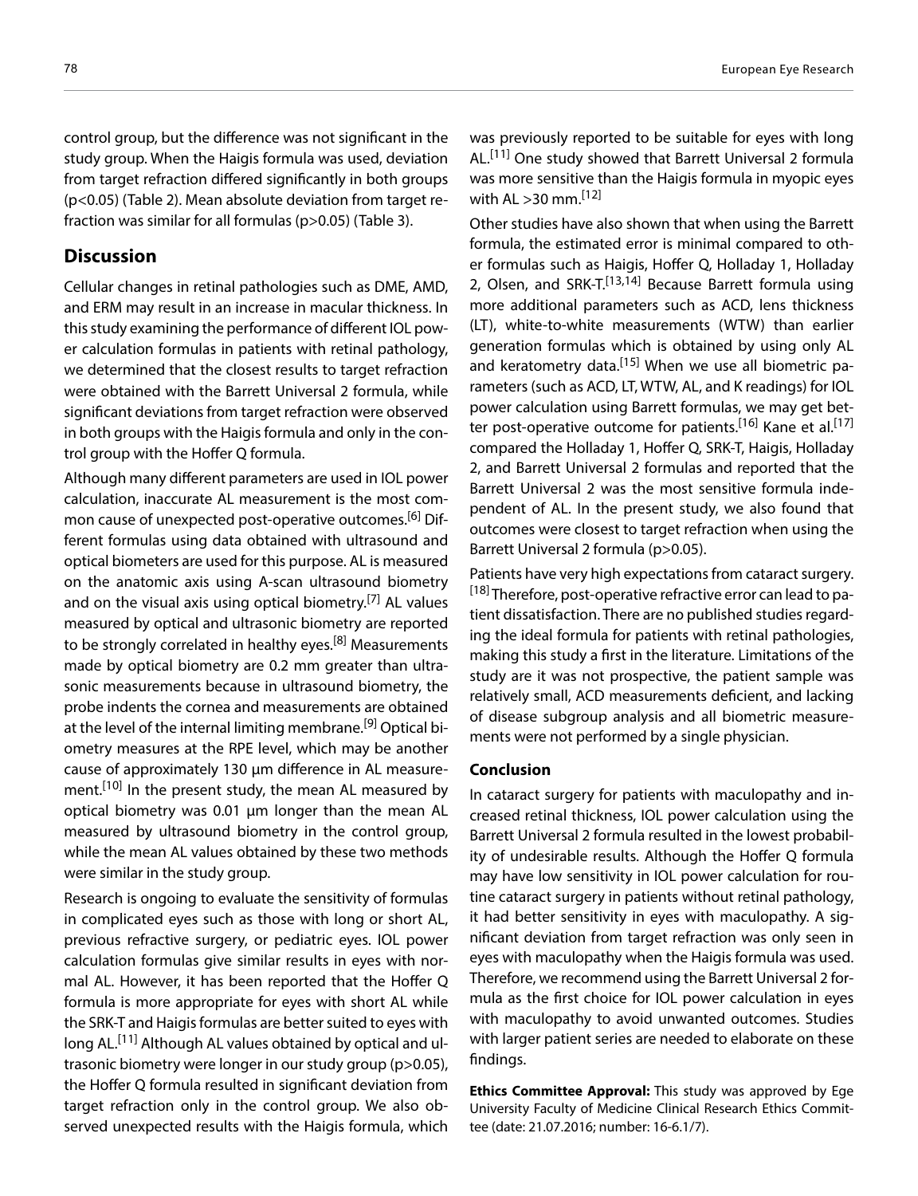control group, but the difference was not significant in the study group. When the Haigis formula was used, deviation from target refraction differed significantly in both groups ($p<0.05$) (Table 2). Mean absolute deviation from target refraction was similar for all formulas ($p>0.05$) (Table 3).

## Discussion

Cellular changes in retinal pathologies such as DME, AMD, and ERM may result in an increase in macular thickness. In this study examining the performance of different IOL power calculation formulas in patients with retinal pathology, we determined that the closest results to target refraction were obtained with the Barrett Universal 2 formula, while significant deviations from target refraction were observed in both groups with the Haigis formula and only in the control group with the Hoffer Q formula.

Although many different parameters are used in IOL power calculation, inaccurate AL measurement is the most common cause of unexpected post-operative outcomes.[6] Different formulas using data obtained with ultrasound and optical biometers are used for this purpose. AL is measured on the anatomic axis using A-scan ultrasound biometry and on the visual axis using optical biometry.[7] AL values measured by optical and ultrasonic biometry are reported to be strongly correlated in healthy eyes.[8] Measurements made by optical biometry are 0.2 mm greater than ultrasonic measurements because in ultrasound biometry, the probe indents the cornea and measurements are obtained at the level of the internal limiting membrane.[9] Optical biometry measures at the RPE level, which may be another cause of approximately 130 µm difference in AL measurement.[10] In the present study, the mean AL measured by optical biometry was 0.01 µm longer than the mean AL measured by ultrasound biometry in the control group, while the mean AL values obtained by these two methods were similar in the study group.

Research is ongoing to evaluate the sensitivity of formulas in complicated eyes such as those with long or short AL, previous refractive surgery, or pediatric eyes. IOL power calculation formulas give similar results in eyes with normal AL. However, it has been reported that the Hoffer Q formula is more appropriate for eyes with short AL while the SRK-T and Haigis formulas are better suited to eyes with long AL.[11] Although AL values obtained by optical and ultrasonic biometry were longer in our study group ($p>0.05$), the Hoffer Q formula resulted in significant deviation from target refraction only in the control group. We also observed unexpected results with the Haigis formula, which was previously reported to be suitable for eyes with long AL.[11] One study showed that Barrett Universal 2 formula was more sensitive than the Haigis formula in myopic eyes with AL >30 mm.[12]

Other studies have also shown that when using the Barrett formula, the estimated error is minimal compared to other formulas such as Haigis, Hoffer Q, Holladay 1, Holladay 2, Olsen, and SRK-T.[13,14] Because Barrett formula using more additional parameters such as ACD, lens thickness (LT), white-to-white measurements (WTW) than earlier generation formulas which is obtained by using only AL and keratometry data.[15] When we use all biometric parameters (such as ACD, LT, WTW, AL, and K readings) for IOL power calculation using Barrett formulas, we may get better post-operative outcome for patients.[16] Kane et al.[17] compared the Holladay 1, Hoffer Q, SRK-T, Haigis, Holladay 2, and Barrett Universal 2 formulas and reported that the Barrett Universal 2 was the most sensitive formula independent of AL. In the present study, we also found that outcomes were closest to target refraction when using the Barrett Universal 2 formula ($p>0.05$).

Patients have very high expectations from cataract surgery.[18] Therefore, post-operative refractive error can lead to patient dissatisfaction. There are no published studies regarding the ideal formula for patients with retinal pathologies, making this study a first in the literature. Limitations of the study are it was not prospective, the patient sample was relatively small, ACD measurements deficient, and lacking of disease subgroup analysis and all biometric measurements were not performed by a single physician.

### Conclusion

In cataract surgery for patients with maculopathy and increased retinal thickness, IOL power calculation using the Barrett Universal 2 formula resulted in the lowest probability of undesirable results. Although the Hoffer Q formula may have low sensitivity in IOL power calculation for routine cataract surgery in patients without retinal pathology, it had better sensitivity in eyes with maculopathy. A significant deviation from target refraction was only seen in eyes with maculopathy when the Haigis formula was used. Therefore, we recommend using the Barrett Universal 2 formula as the first choice for IOL power calculation in eyes with maculopathy to avoid unwanted outcomes. Studies with larger patient series are needed to elaborate on these findings.

**Ethics Committee Approval:** This study was approved by Ege University Faculty of Medicine Clinical Research Ethics Committee (date: 21.07.2016; number: 16-6.1/7).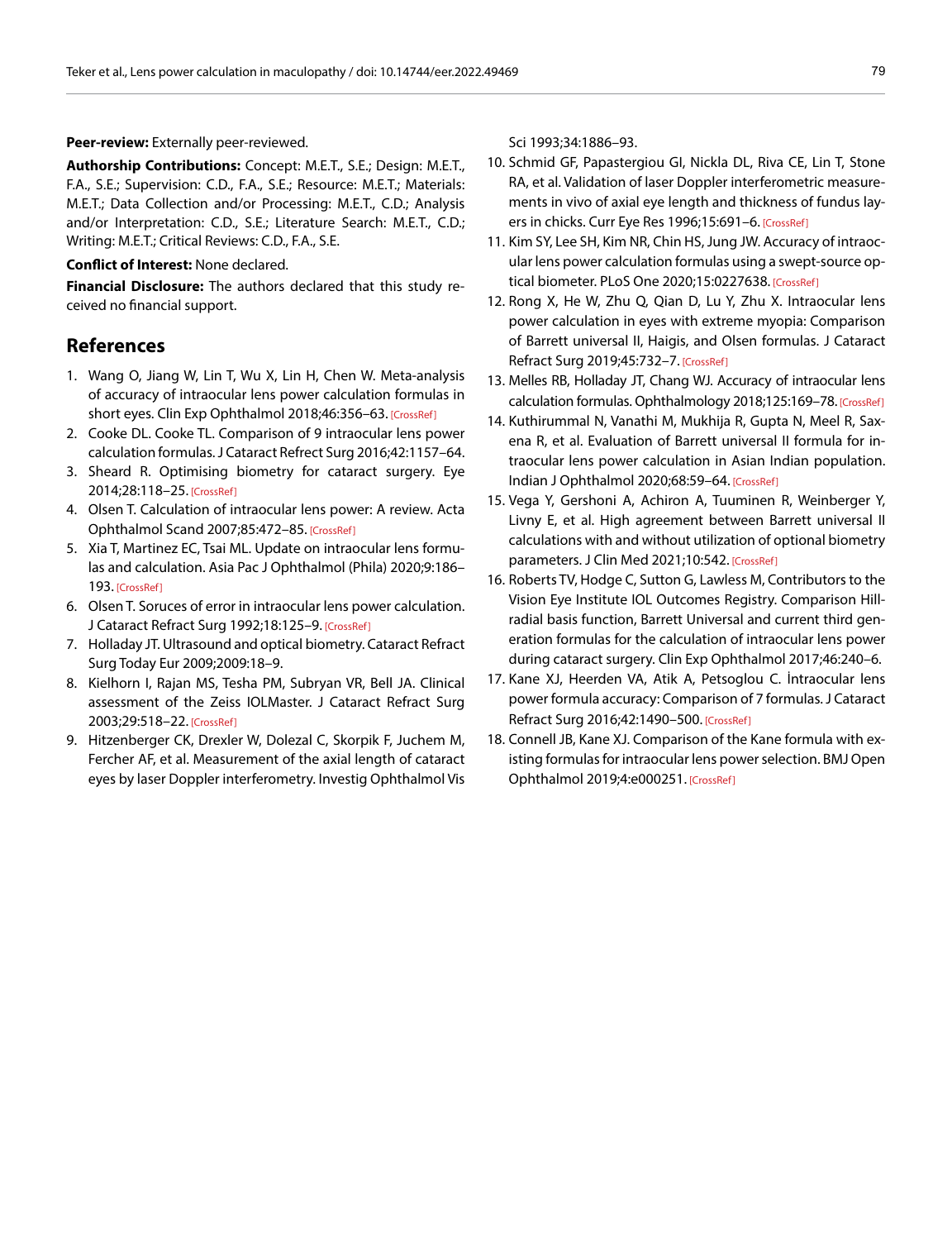**Peer-review:** Externally peer-reviewed.

**Authorship Contributions:** Concept: M.E.T., S.E.; Design: M.E.T., F.A., S.E.; Supervision: C.D., F.A., S.E.; Resource: M.E.T.; Materials: M.E.T.; Data Collection and/or Processing: M.E.T., C.D.; Analysis and/or Interpretation: C.D., S.E.; Literature Search: M.E.T., C.D.; Writing: M.E.T.; Critical Reviews: C.D., F.A., S.E.

**Conflict of Interest:** None declared.

**Financial Disclosure:** The authors declared that this study received no financial support.

## References

1. Wang O, Jiang W, Lin T, Wu X, Lin H, Chen W. Meta-analysis of accuracy of intraocular lens power calculation formulas in short eyes. Clin Exp Ophthalmol 2018;46:356–63. [CrossRef]
2. Cooke DL. Cooke TL. Comparison of 9 intraocular lens power calculation formulas. J Cataract Refrect Surg 2016;42:1157–64.
3. Sheard R. Optimising biometry for cataract surgery. Eye 2014;28:118–25. [CrossRef]
4. Olsen T. Calculation of intraocular lens power: A review. Acta Ophthalmol Scand 2007;85:472–85. [CrossRef]
5. Xia T, Martinez EC, Tsai ML. Update on intraocular lens formulas and calculation. Asia Pac J Ophthalmol (Phila) 2020;9:186–193. [CrossRef]
6. Olsen T. Soruces of error in intraocular lens power calculation. J Cataract Refract Surg 1992;18:125–9. [CrossRef]
7. Holladay JT. Ultrasound and optical biometry. Cataract Refract Surg Today Eur 2009;2009:18–9.
8. Kielhorn I, Rajan MS, Tesha PM, Subryan VR, Bell JA. Clinical assessment of the Zeiss IOLMaster. J Cataract Refract Surg 2003;29:518–22. [CrossRef]
9. Hitzenberger CK, Drexler W, Dolezal C, Skorpik F, Juchem M, Fercher AF, et al. Measurement of the axial length of cataract eyes by laser Doppler interferometry. Investig Ophthalmol Vis Sci 1993;34:1886–93.
10. Schmid GF, Papastergiou GI, Nickla DL, Riva CE, Lin T, Stone RA, et al. Validation of laser Doppler interferometric measurements in vivo of axial eye length and thickness of fundus layers in chicks. Curr Eye Res 1996;15:691–6. [CrossRef]
11. Kim SY, Lee SH, Kim NR, Chin HS, Jung JW. Accuracy of intraocular lens power calculation formulas using a swept-source optical biometer. PLoS One 2020;15:0227638. [CrossRef]
12. Rong X, He W, Zhu Q, Qian D, Lu Y, Zhu X. Intraocular lens power calculation in eyes with extreme myopia: Comparison of Barrett universal II, Haigis, and Olsen formulas. J Cataract Refract Surg 2019;45:732–7. [CrossRef]
13. Melles RB, Holladay JT, Chang WJ. Accuracy of intraocular lens calculation formulas. Ophthalmology 2018;125:169–78. [CrossRef]
14. Kuthirummal N, Vanathi M, Mukhija R, Gupta N, Meel R, Saxena R, et al. Evaluation of Barrett universal II formula for intraocular lens power calculation in Asian Indian population. Indian J Ophthalmol 2020;68:59–64. [CrossRef]
15. Vega Y, Gershoni A, Achiron A, Tuuminen R, Weinberger Y, Livny E, et al. High agreement between Barrett universal II calculations with and without utilization of optional biometry parameters. J Clin Med 2021;10:542. [CrossRef]
16. Roberts TV, Hodge C, Sutton G, Lawless M, Contributors to the Vision Eye Institute IOL Outcomes Registry. Comparison Hill-radial basis function, Barrett Universal and current third generation formulas for the calculation of intraocular lens power during cataract surgery. Clin Exp Ophthalmol 2017;46:240–6.
17. Kane XJ, Heerden VA, Atik A, Petsoglou C. İntraocular lens power formula accuracy: Comparison of 7 formulas. J Cataract Refract Surg 2016;42:1490–500. [CrossRef]
18. Connell JB, Kane XJ. Comparison of the Kane formula with existing formulas for intraocular lens power selection. BMJ Open Ophthalmol 2019;4:e000251. [CrossRef]